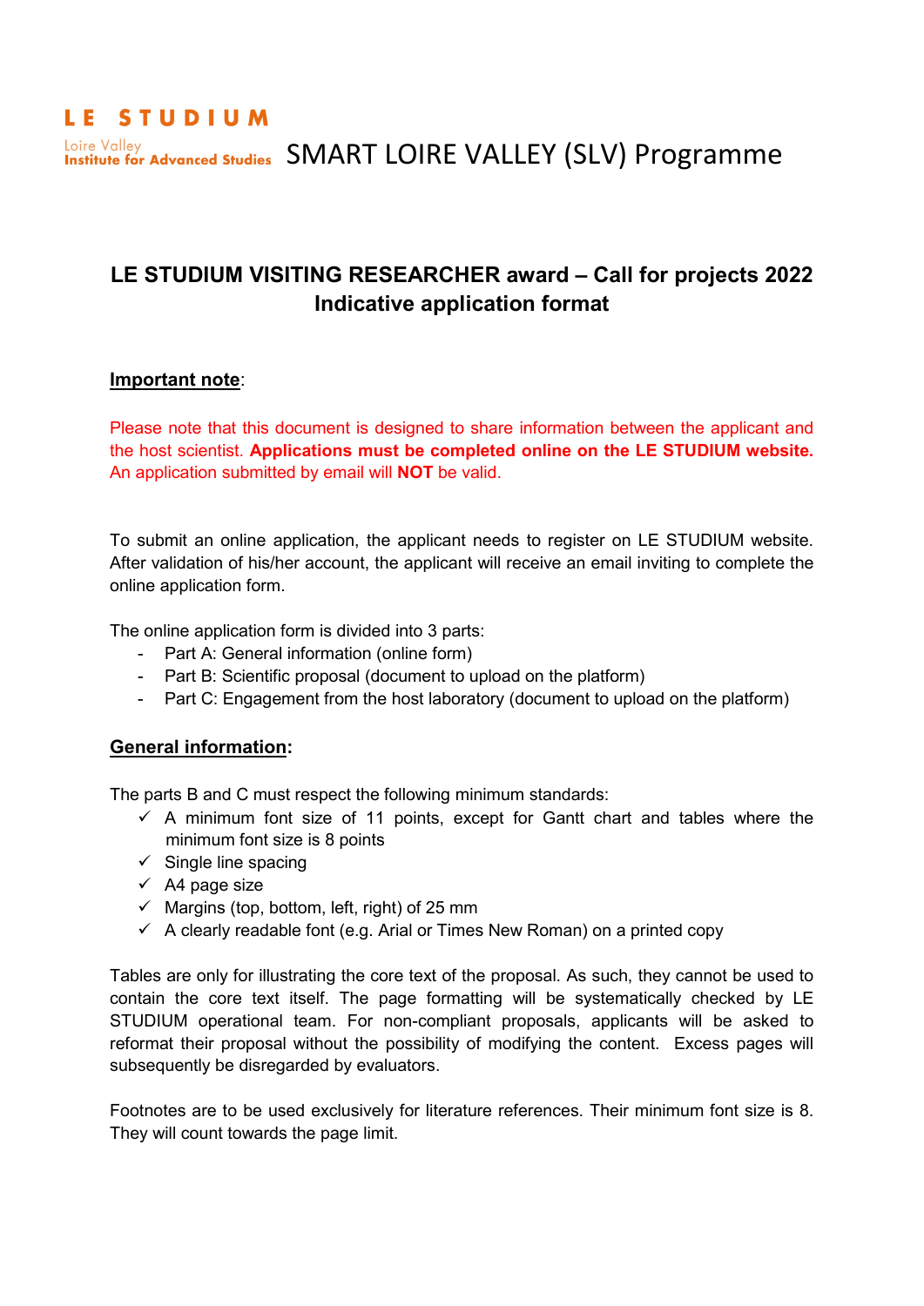LE STUDIUM
Loire Valley
Institute for Advanced Studies

SMART LOIRE VALLEY (SLV) Programme

# LE STUDIUM VISITING RESEARCHER award – Call for projects 2022
## Indicative application format

**Important note**:

Please note that this document is designed to share information between the applicant and the host scientist. **Applications must be completed online on the LE STUDIUM website.** An application submitted by email will **NOT** be valid.

To submit an online application, the applicant needs to register on LE STUDIUM website. After validation of his/her account, the applicant will receive an email inviting to complete the online application form.

The online application form is divided into 3 parts:

- Part A: General information (online form)
- Part B: Scientific proposal (document to upload on the platform)
- Part C: Engagement from the host laboratory (document to upload on the platform)

**General information:**

The parts B and C must respect the following minimum standards:

- ✓ A minimum font size of 11 points, except for Gantt chart and tables where the minimum font size is 8 points
- ✓ Single line spacing
- ✓ A4 page size
- ✓ Margins (top, bottom, left, right) of 25 mm
- ✓ A clearly readable font (e.g. Arial or Times New Roman) on a printed copy

Tables are only for illustrating the core text of the proposal. As such, they cannot be used to contain the core text itself. The page formatting will be systematically checked by LE STUDIUM operational team. For non-compliant proposals, applicants will be asked to reformat their proposal without the possibility of modifying the content. Excess pages will subsequently be disregarded by evaluators.

Footnotes are to be used exclusively for literature references. Their minimum font size is 8. They will count towards the page limit.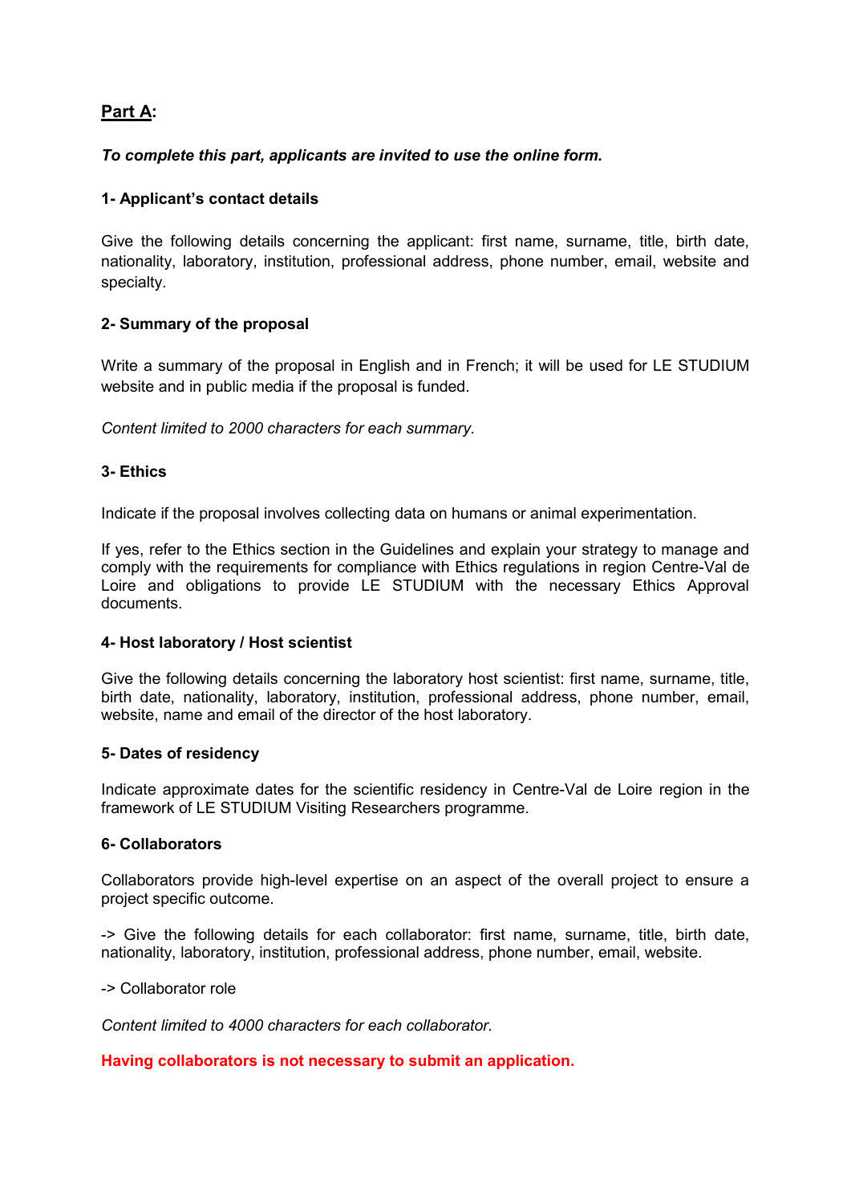## Part A:

***To complete this part, applicants are invited to use the online form.***

**1- Applicant's contact details**

Give the following details concerning the applicant: first name, surname, title, birth date, nationality, laboratory, institution, professional address, phone number, email, website and specialty.

**2- Summary of the proposal**

Write a summary of the proposal in English and in French; it will be used for LE STUDIUM website and in public media if the proposal is funded.

*Content limited to 2000 characters for each summary.*

**3- Ethics**

Indicate if the proposal involves collecting data on humans or animal experimentation.

If yes, refer to the Ethics section in the Guidelines and explain your strategy to manage and comply with the requirements for compliance with Ethics regulations in region Centre-Val de Loire and obligations to provide LE STUDIUM with the necessary Ethics Approval documents.

**4- Host laboratory / Host scientist**

Give the following details concerning the laboratory host scientist: first name, surname, title, birth date, nationality, laboratory, institution, professional address, phone number, email, website, name and email of the director of the host laboratory.

**5- Dates of residency**

Indicate approximate dates for the scientific residency in Centre-Val de Loire region in the framework of LE STUDIUM Visiting Researchers programme.

**6- Collaborators**

Collaborators provide high-level expertise on an aspect of the overall project to ensure a project specific outcome.

-> Give the following details for each collaborator: first name, surname, title, birth date, nationality, laboratory, institution, professional address, phone number, email, website.

-> Collaborator role

*Content limited to 4000 characters for each collaborator.*

**Having collaborators is not necessary to submit an application.**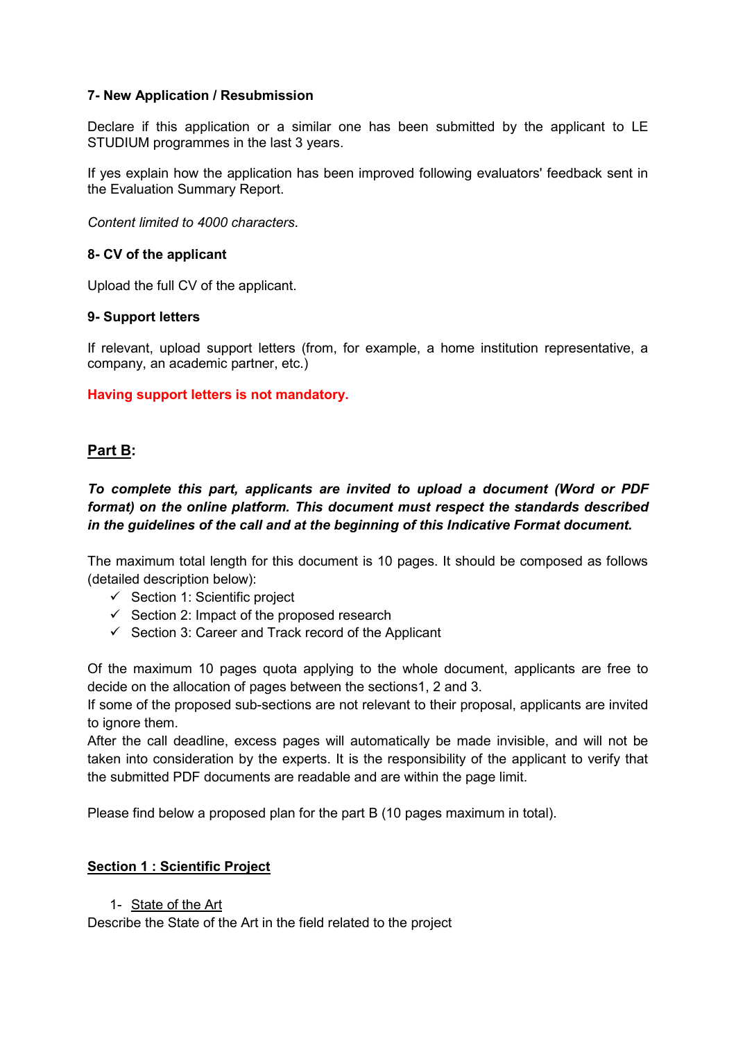**7- New Application / Resubmission**

Declare if this application or a similar one has been submitted by the applicant to LE STUDIUM programmes in the last 3 years.

If yes explain how the application has been improved following evaluators' feedback sent in the Evaluation Summary Report.

*Content limited to 4000 characters.*

**8- CV of the applicant**

Upload the full CV of the applicant.

**9- Support letters**

If relevant, upload support letters (from, for example, a home institution representative, a company, an academic partner, etc.)

**Having support letters is not mandatory.**

## Part B:

***To complete this part, applicants are invited to upload a document (Word or PDF format) on the online platform. This document must respect the standards described in the guidelines of the call and at the beginning of this Indicative Format document.***

The maximum total length for this document is 10 pages. It should be composed as follows (detailed description below):

- ✓ Section 1: Scientific project
- ✓ Section 2: Impact of the proposed research
- ✓ Section 3: Career and Track record of the Applicant

Of the maximum 10 pages quota applying to the whole document, applicants are free to decide on the allocation of pages between the sections1, 2 and 3.
If some of the proposed sub-sections are not relevant to their proposal, applicants are invited to ignore them.
After the call deadline, excess pages will automatically be made invisible, and will not be taken into consideration by the experts. It is the responsibility of the applicant to verify that the submitted PDF documents are readable and are within the page limit.

Please find below a proposed plan for the part B (10 pages maximum in total).

### Section 1 : Scientific Project

1- State of the Art

Describe the State of the Art in the field related to the project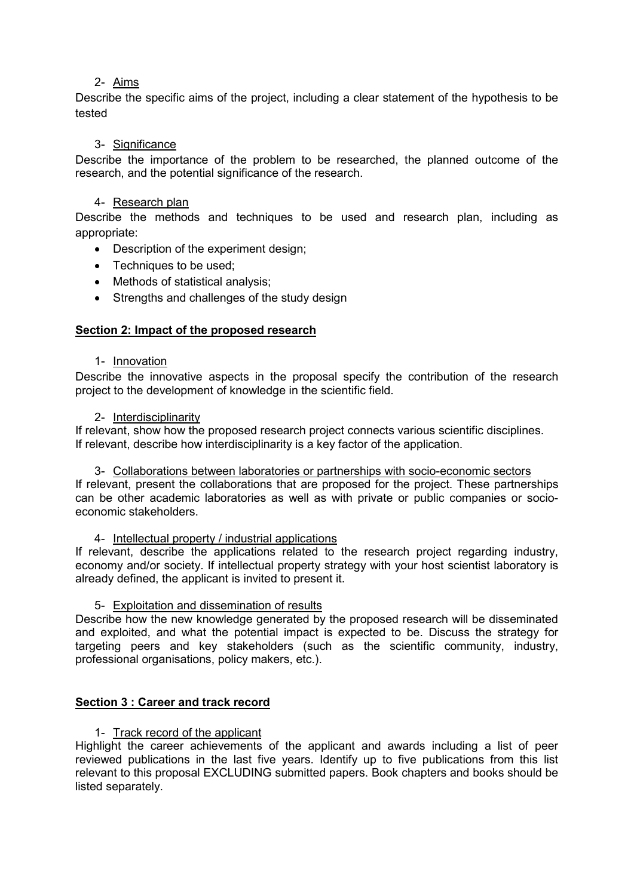2- Aims

Describe the specific aims of the project, including a clear statement of the hypothesis to be tested

3- Significance

Describe the importance of the problem to be researched, the planned outcome of the research, and the potential significance of the research.

4- Research plan

Describe the methods and techniques to be used and research plan, including as appropriate:

- Description of the experiment design;
- Techniques to be used;
- Methods of statistical analysis;
- Strengths and challenges of the study design

## Section 2: Impact of the proposed research

1- Innovation

Describe the innovative aspects in the proposal specify the contribution of the research project to the development of knowledge in the scientific field.

2- Interdisciplinarity

If relevant, show how the proposed research project connects various scientific disciplines. If relevant, describe how interdisciplinarity is a key factor of the application.

3- Collaborations between laboratories or partnerships with socio-economic sectors

If relevant, present the collaborations that are proposed for the project. These partnerships can be other academic laboratories as well as with private or public companies or socio-economic stakeholders.

4- Intellectual property / industrial applications

If relevant, describe the applications related to the research project regarding industry, economy and/or society. If intellectual property strategy with your host scientist laboratory is already defined, the applicant is invited to present it.

5- Exploitation and dissemination of results

Describe how the new knowledge generated by the proposed research will be disseminated and exploited, and what the potential impact is expected to be. Discuss the strategy for targeting peers and key stakeholders (such as the scientific community, industry, professional organisations, policy makers, etc.).

## Section 3 : Career and track record

1- Track record of the applicant

Highlight the career achievements of the applicant and awards including a list of peer reviewed publications in the last five years. Identify up to five publications from this list relevant to this proposal EXCLUDING submitted papers. Book chapters and books should be listed separately.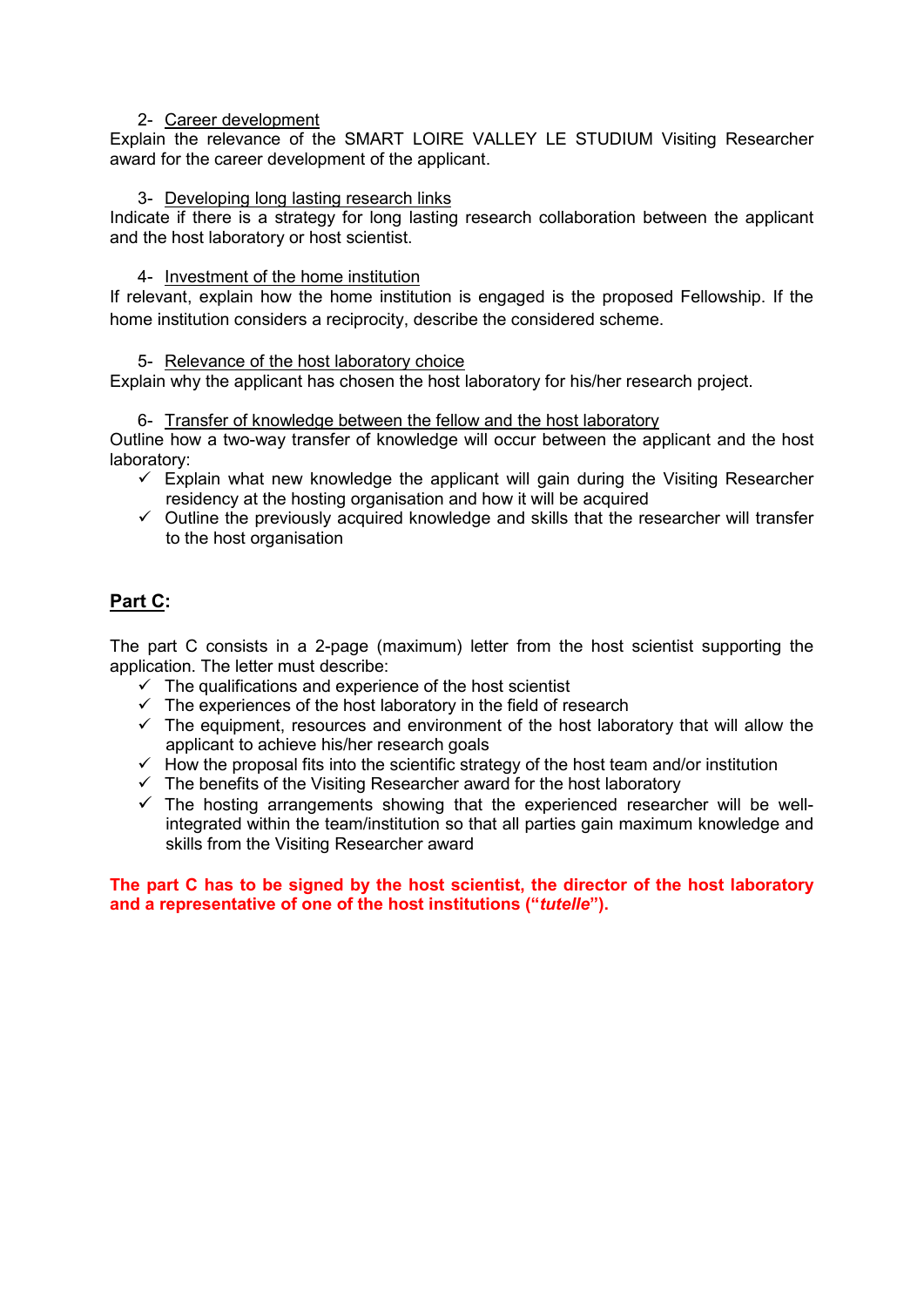2- <u>Career development</u>

Explain the relevance of the SMART LOIRE VALLEY LE STUDIUM Visiting Researcher award for the career development of the applicant.

3- <u>Developing long lasting research links</u>

Indicate if there is a strategy for long lasting research collaboration between the applicant and the host laboratory or host scientist.

4- <u>Investment of the home institution</u>

If relevant, explain how the home institution is engaged is the proposed Fellowship. If the home institution considers a reciprocity, describe the considered scheme.

5- <u>Relevance of the host laboratory choice</u>

Explain why the applicant has chosen the host laboratory for his/her research project.

6- <u>Transfer of knowledge between the fellow and the host laboratory</u>

Outline how a two-way transfer of knowledge will occur between the applicant and the host laboratory:

- ✓ Explain what new knowledge the applicant will gain during the Visiting Researcher residency at the hosting organisation and how it will be acquired
- ✓ Outline the previously acquired knowledge and skills that the researcher will transfer to the host organisation

## <u>Part C</u>:

The part C consists in a 2-page (maximum) letter from the host scientist supporting the application. The letter must describe:

- ✓ The qualifications and experience of the host scientist
- ✓ The experiences of the host laboratory in the field of research
- ✓ The equipment, resources and environment of the host laboratory that will allow the applicant to achieve his/her research goals
- ✓ How the proposal fits into the scientific strategy of the host team and/or institution
- ✓ The benefits of the Visiting Researcher award for the host laboratory
- ✓ The hosting arrangements showing that the experienced researcher will be well-integrated within the team/institution so that all parties gain maximum knowledge and skills from the Visiting Researcher award

**The part C has to be signed by the host scientist, the director of the host laboratory and a representative of one of the host institutions ("*tutelle*").**